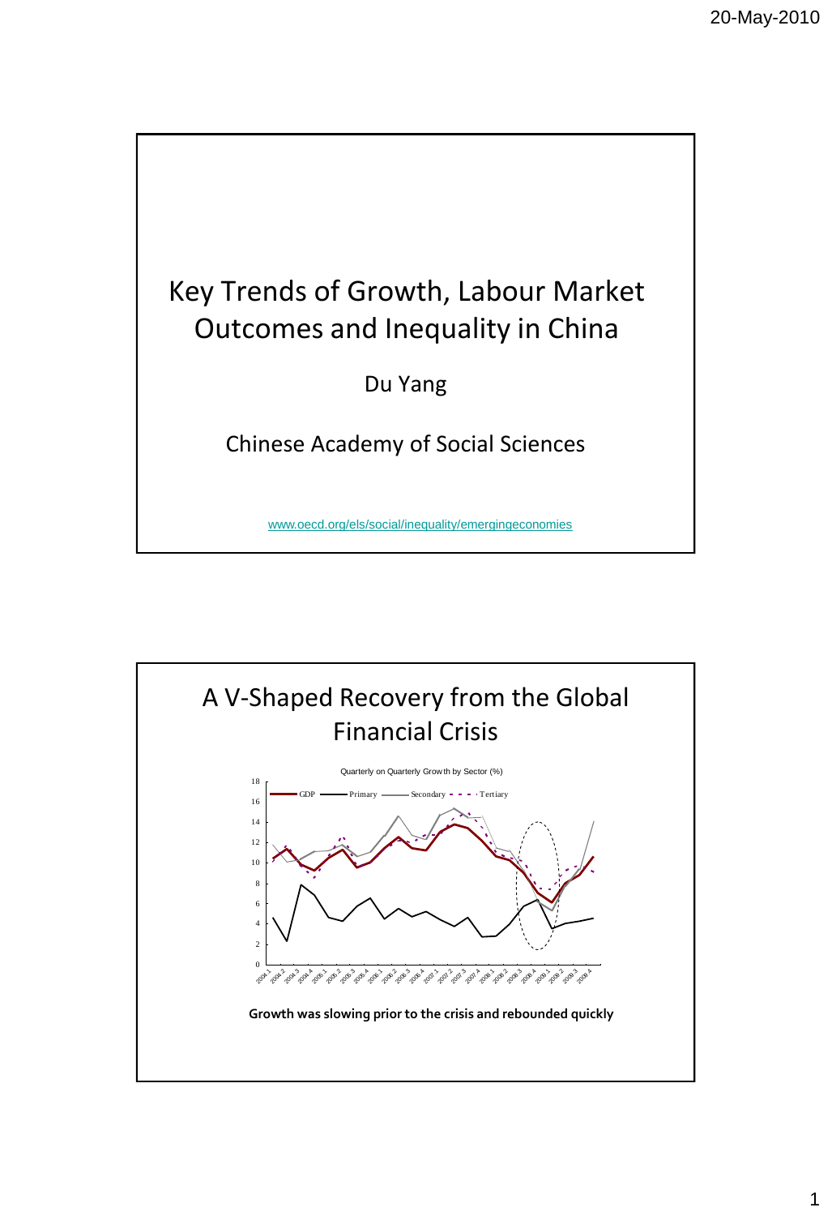# Key Trends of Growth, Labour Market Outcomes and Inequality in China

Du Yang

Chinese Academy of Social Sciences

www.oecd.org/els/social/inequality/emergingeconomies

## A V-Shaped Recovery from the Global Financial Crisis

Quarterly on Quarterly Growth by Sector (%)

GDP — Primary — Secondary — Tertiary

Growth was slowing prior to the crisis and rebounded quickly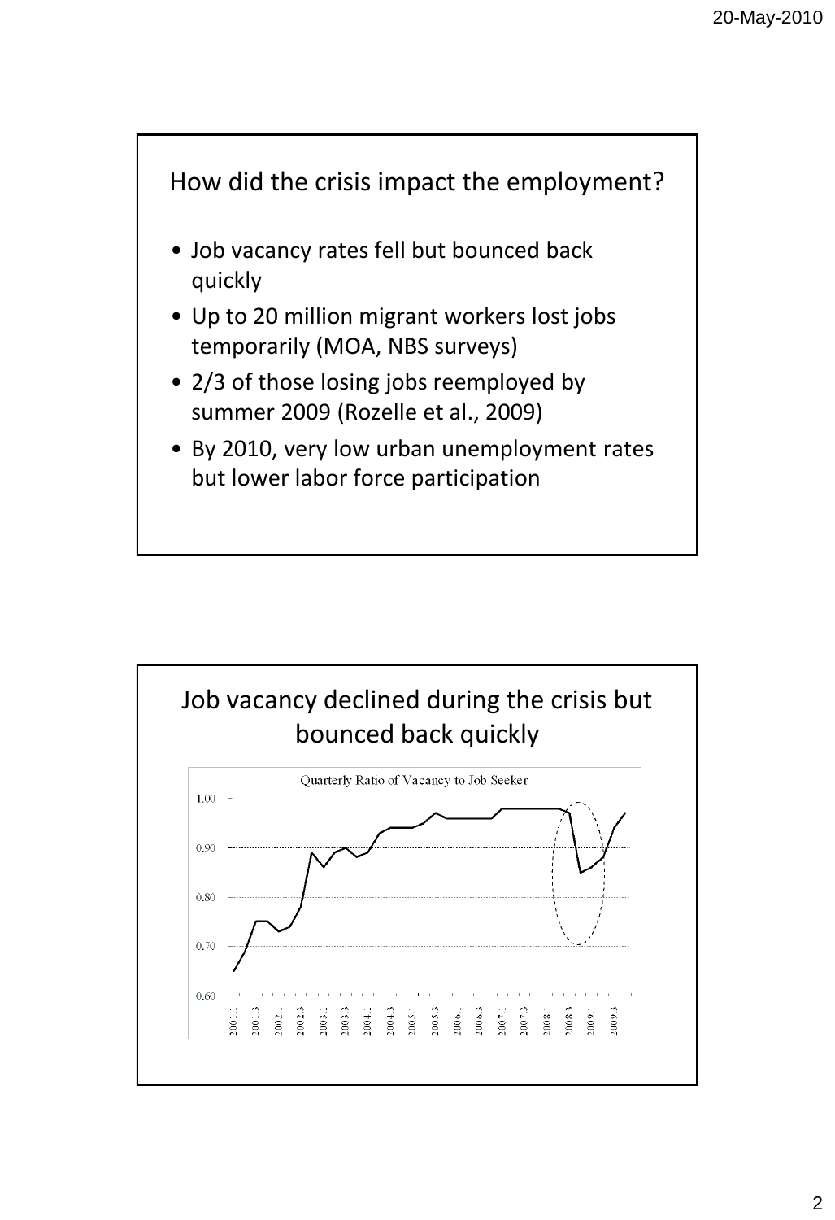## How did the crisis impact the employment?

- Job vacancy rates fell but bounced back quickly
- Up to 20 million migrant workers lost jobs temporarily (MOA, NBS surveys)
- 2/3 of those losing jobs reemployed by summer 2009 (Rozelle et al., 2009)
- By 2010, very low urban unemployment rates but lower labor force participation

## Job vacancy declined during the crisis but bounced back quickly

Quarterly Ratio of Vacancy to Job Seeker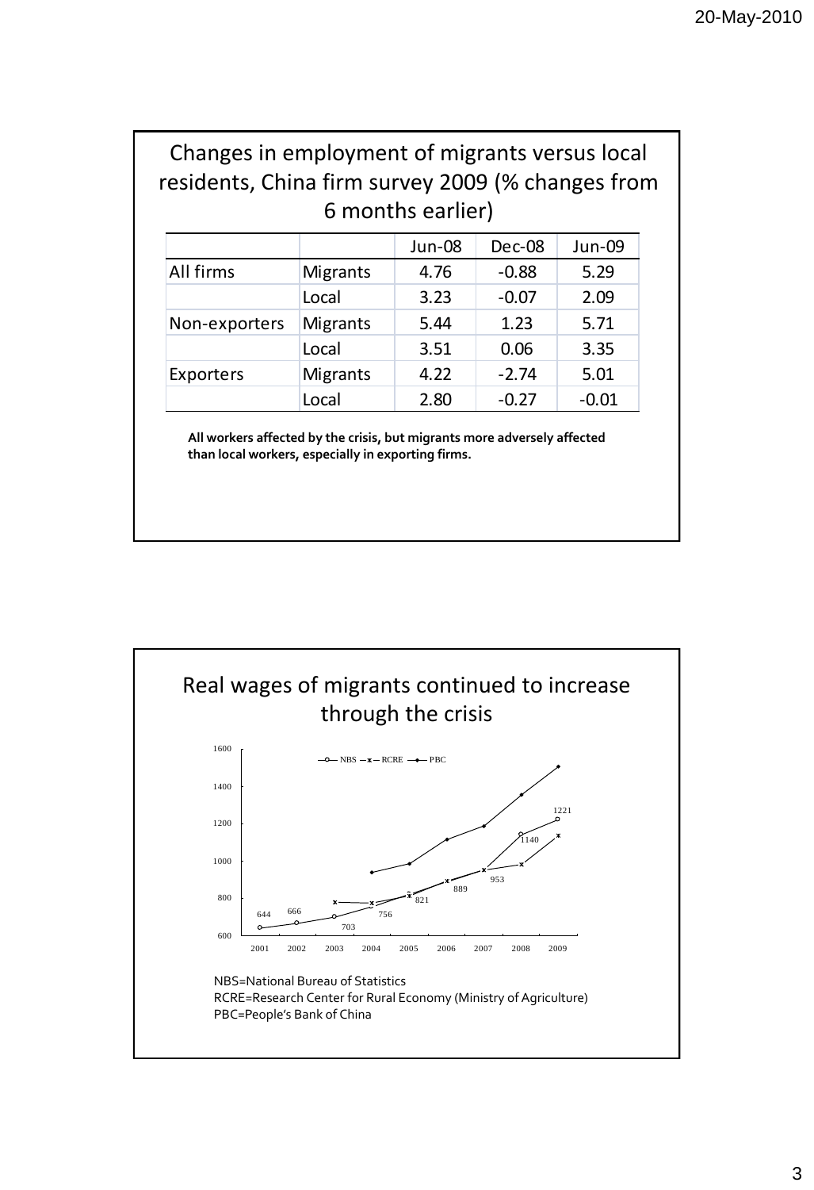## Changes in employment of migrants versus local residents, China firm survey 2009 (% changes from 6 months earlier)

| | | Jun-08 | Dec-08 | Jun-09 |
|---|---|---|---|---|
| All firms | Migrants | 4.76 | -0.88 | 5.29 |
| | Local | 3.23 | -0.07 | 2.09 |
| Non-exporters | Migrants | 5.44 | 1.23 | 5.71 |
| | Local | 3.51 | 0.06 | 3.35 |
| Exporters | Migrants | 4.22 | -2.74 | 5.01 |
| | Local | 2.80 | -0.27 | -0.01 |

**All workers affected by the crisis, but migrants more adversely affected than local workers, especially in exporting firms.**

## Real wages of migrants continued to increase through the crisis

NBS=National Bureau of Statistics
RCRE=Research Center for Rural Economy (Ministry of Agriculture)
PBC=People's Bank of China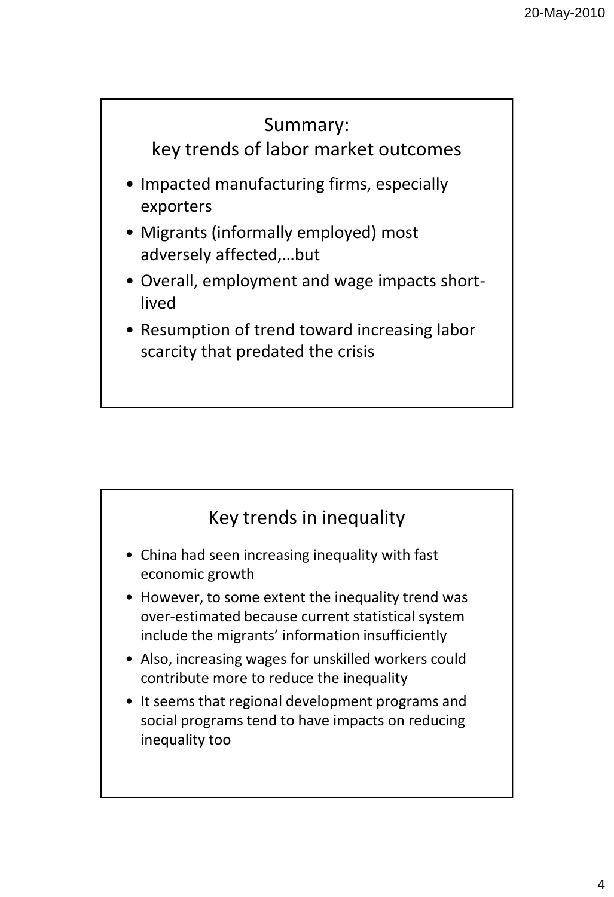## Summary: key trends of labor market outcomes

- Impacted manufacturing firms, especially exporters
- Migrants (informally employed) most adversely affected,…but
- Overall, employment and wage impacts short-lived
- Resumption of trend toward increasing labor scarcity that predated the crisis

## Key trends in inequality

- China had seen increasing inequality with fast economic growth
- However, to some extent the inequality trend was over-estimated because current statistical system include the migrants' information insufficiently
- Also, increasing wages for unskilled workers could contribute more to reduce the inequality
- It seems that regional development programs and social programs tend to have impacts on reducing inequality too